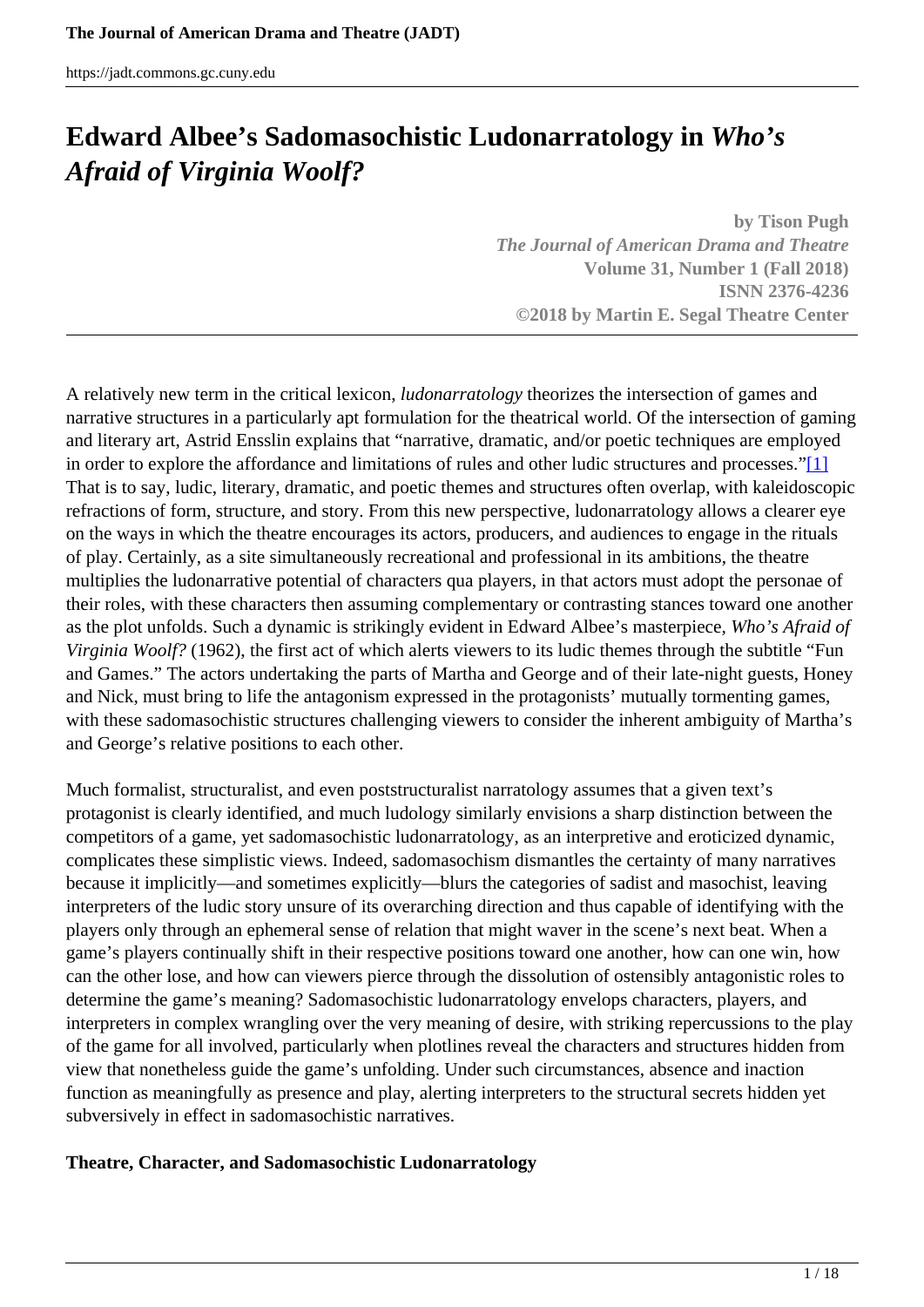# Edward Albee's Sadomasochistic Ludonarratology in *Who's Afraid of Virginia Woolf?*

**by Tison Pugh**
***The Journal of American Drama and Theatre***
**Volume 31, Number 1 (Fall 2018)**
**ISNN 2376-4236**
**©2018 by Martin E. Segal Theatre Center**

A relatively new term in the critical lexicon, *ludonarratology* theorizes the intersection of games and narrative structures in a particularly apt formulation for the theatrical world. Of the intersection of gaming and literary art, Astrid Ensslin explains that "narrative, dramatic, and/or poetic techniques are employed in order to explore the affordance and limitations of rules and other ludic structures and processes."[1] That is to say, ludic, literary, dramatic, and poetic themes and structures often overlap, with kaleidoscopic refractions of form, structure, and story. From this new perspective, ludonarratology allows a clearer eye on the ways in which the theatre encourages its actors, producers, and audiences to engage in the rituals of play. Certainly, as a site simultaneously recreational and professional in its ambitions, the theatre multiplies the ludonarrative potential of characters qua players, in that actors must adopt the personae of their roles, with these characters then assuming complementary or contrasting stances toward one another as the plot unfolds. Such a dynamic is strikingly evident in Edward Albee's masterpiece, *Who's Afraid of Virginia Woolf?* (1962), the first act of which alerts viewers to its ludic themes through the subtitle "Fun and Games." The actors undertaking the parts of Martha and George and of their late-night guests, Honey and Nick, must bring to life the antagonism expressed in the protagonists' mutually tormenting games, with these sadomasochistic structures challenging viewers to consider the inherent ambiguity of Martha's and George's relative positions to each other.

Much formalist, structuralist, and even poststructuralist narratology assumes that a given text's protagonist is clearly identified, and much ludology similarly envisions a sharp distinction between the competitors of a game, yet sadomasochistic ludonarratology, as an interpretive and eroticized dynamic, complicates these simplistic views. Indeed, sadomasochism dismantles the certainty of many narratives because it implicitly—and sometimes explicitly—blurs the categories of sadist and masochist, leaving interpreters of the ludic story unsure of its overarching direction and thus capable of identifying with the players only through an ephemeral sense of relation that might waver in the scene's next beat. When a game's players continually shift in their respective positions toward one another, how can one win, how can the other lose, and how can viewers pierce through the dissolution of ostensibly antagonistic roles to determine the game's meaning? Sadomasochistic ludonarratology envelops characters, players, and interpreters in complex wrangling over the very meaning of desire, with striking repercussions to the play of the game for all involved, particularly when plotlines reveal the characters and structures hidden from view that nonetheless guide the game's unfolding. Under such circumstances, absence and inaction function as meaningfully as presence and play, alerting interpreters to the structural secrets hidden yet subversively in effect in sadomasochistic narratives.

## Theatre, Character, and Sadomasochistic Ludonarratology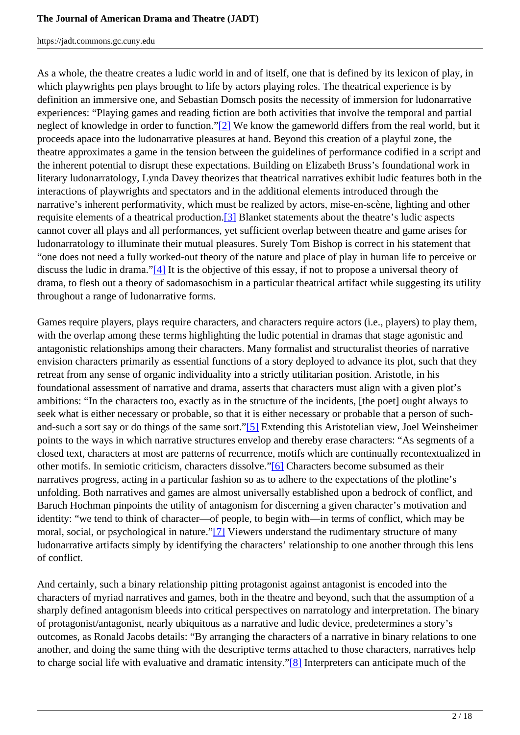As a whole, the theatre creates a ludic world in and of itself, one that is defined by its lexicon of play, in which playwrights pen plays brought to life by actors playing roles. The theatrical experience is by definition an immersive one, and Sebastian Domsch posits the necessity of immersion for ludonarrative experiences: "Playing games and reading fiction are both activities that involve the temporal and partial neglect of knowledge in order to function."[2] We know the gameworld differs from the real world, but it proceeds apace into the ludonarrative pleasures at hand. Beyond this creation of a playful zone, the theatre approximates a game in the tension between the guidelines of performance codified in a script and the inherent potential to disrupt these expectations. Building on Elizabeth Bruss's foundational work in literary ludonarratology, Lynda Davey theorizes that theatrical narratives exhibit ludic features both in the interactions of playwrights and spectators and in the additional elements introduced through the narrative's inherent performativity, which must be realized by actors, mise-en-scène, lighting and other requisite elements of a theatrical production.[3] Blanket statements about the theatre's ludic aspects cannot cover all plays and all performances, yet sufficient overlap between theatre and game arises for ludonarratology to illuminate their mutual pleasures. Surely Tom Bishop is correct in his statement that "one does not need a fully worked-out theory of the nature and place of play in human life to perceive or discuss the ludic in drama."[4] It is the objective of this essay, if not to propose a universal theory of drama, to flesh out a theory of sadomasochism in a particular theatrical artifact while suggesting its utility throughout a range of ludonarrative forms.

Games require players, plays require characters, and characters require actors (i.e., players) to play them, with the overlap among these terms highlighting the ludic potential in dramas that stage agonistic and antagonistic relationships among their characters. Many formalist and structuralist theories of narrative envision characters primarily as essential functions of a story deployed to advance its plot, such that they retreat from any sense of organic individuality into a strictly utilitarian position. Aristotle, in his foundational assessment of narrative and drama, asserts that characters must align with a given plot's ambitions: "In the characters too, exactly as in the structure of the incidents, [the poet] ought always to seek what is either necessary or probable, so that it is either necessary or probable that a person of such-and-such a sort say or do things of the same sort."[5] Extending this Aristotelian view, Joel Weinsheimer points to the ways in which narrative structures envelop and thereby erase characters: "As segments of a closed text, characters at most are patterns of recurrence, motifs which are continually recontextualized in other motifs. In semiotic criticism, characters dissolve."[6] Characters become subsumed as their narratives progress, acting in a particular fashion so as to adhere to the expectations of the plotline's unfolding. Both narratives and games are almost universally established upon a bedrock of conflict, and Baruch Hochman pinpoints the utility of antagonism for discerning a given character's motivation and identity: "we tend to think of character—of people, to begin with—in terms of conflict, which may be moral, social, or psychological in nature."[7] Viewers understand the rudimentary structure of many ludonarrative artifacts simply by identifying the characters' relationship to one another through this lens of conflict.

And certainly, such a binary relationship pitting protagonist against antagonist is encoded into the characters of myriad narratives and games, both in the theatre and beyond, such that the assumption of a sharply defined antagonism bleeds into critical perspectives on narratology and interpretation. The binary of protagonist/antagonist, nearly ubiquitous as a narrative and ludic device, predetermines a story's outcomes, as Ronald Jacobs details: "By arranging the characters of a narrative in binary relations to one another, and doing the same thing with the descriptive terms attached to those characters, narratives help to charge social life with evaluative and dramatic intensity."[8] Interpreters can anticipate much of the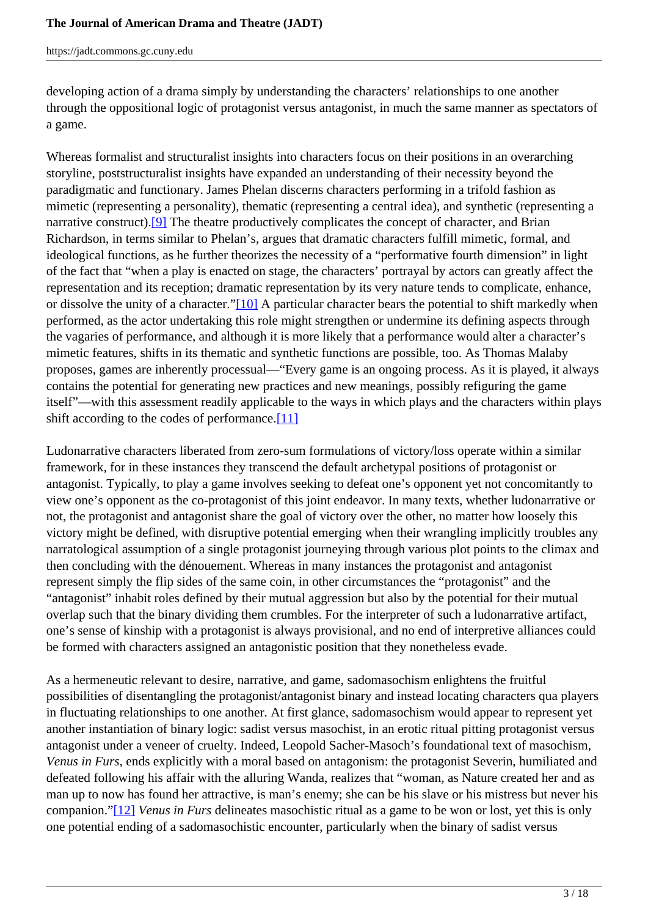developing action of a drama simply by understanding the characters' relationships to one another through the oppositional logic of protagonist versus antagonist, in much the same manner as spectators of a game.

Whereas formalist and structuralist insights into characters focus on their positions in an overarching storyline, poststructuralist insights have expanded an understanding of their necessity beyond the paradigmatic and functionary. James Phelan discerns characters performing in a trifold fashion as mimetic (representing a personality), thematic (representing a central idea), and synthetic (representing a narrative construct).[9] The theatre productively complicates the concept of character, and Brian Richardson, in terms similar to Phelan's, argues that dramatic characters fulfill mimetic, formal, and ideological functions, as he further theorizes the necessity of a "performative fourth dimension" in light of the fact that "when a play is enacted on stage, the characters' portrayal by actors can greatly affect the representation and its reception; dramatic representation by its very nature tends to complicate, enhance, or dissolve the unity of a character."[10] A particular character bears the potential to shift markedly when performed, as the actor undertaking this role might strengthen or undermine its defining aspects through the vagaries of performance, and although it is more likely that a performance would alter a character's mimetic features, shifts in its thematic and synthetic functions are possible, too. As Thomas Malaby proposes, games are inherently processual—"Every game is an ongoing process. As it is played, it always contains the potential for generating new practices and new meanings, possibly refiguring the game itself"—with this assessment readily applicable to the ways in which plays and the characters within plays shift according to the codes of performance.[11]

Ludonarrative characters liberated from zero-sum formulations of victory/loss operate within a similar framework, for in these instances they transcend the default archetypal positions of protagonist or antagonist. Typically, to play a game involves seeking to defeat one's opponent yet not concomitantly to view one's opponent as the co-protagonist of this joint endeavor. In many texts, whether ludonarrative or not, the protagonist and antagonist share the goal of victory over the other, no matter how loosely this victory might be defined, with disruptive potential emerging when their wrangling implicitly troubles any narratological assumption of a single protagonist journeying through various plot points to the climax and then concluding with the dénouement. Whereas in many instances the protagonist and antagonist represent simply the flip sides of the same coin, in other circumstances the "protagonist" and the "antagonist" inhabit roles defined by their mutual aggression but also by the potential for their mutual overlap such that the binary dividing them crumbles. For the interpreter of such a ludonarrative artifact, one's sense of kinship with a protagonist is always provisional, and no end of interpretive alliances could be formed with characters assigned an antagonistic position that they nonetheless evade.

As a hermeneutic relevant to desire, narrative, and game, sadomasochism enlightens the fruitful possibilities of disentangling the protagonist/antagonist binary and instead locating characters qua players in fluctuating relationships to one another. At first glance, sadomasochism would appear to represent yet another instantiation of binary logic: sadist versus masochist, in an erotic ritual pitting protagonist versus antagonist under a veneer of cruelty. Indeed, Leopold Sacher-Masoch's foundational text of masochism, *Venus in Furs*, ends explicitly with a moral based on antagonism: the protagonist Severin, humiliated and defeated following his affair with the alluring Wanda, realizes that "woman, as Nature created her and as man up to now has found her attractive, is man's enemy; she can be his slave or his mistress but never his companion."[12] *Venus in Furs* delineates masochistic ritual as a game to be won or lost, yet this is only one potential ending of a sadomasochistic encounter, particularly when the binary of sadist versus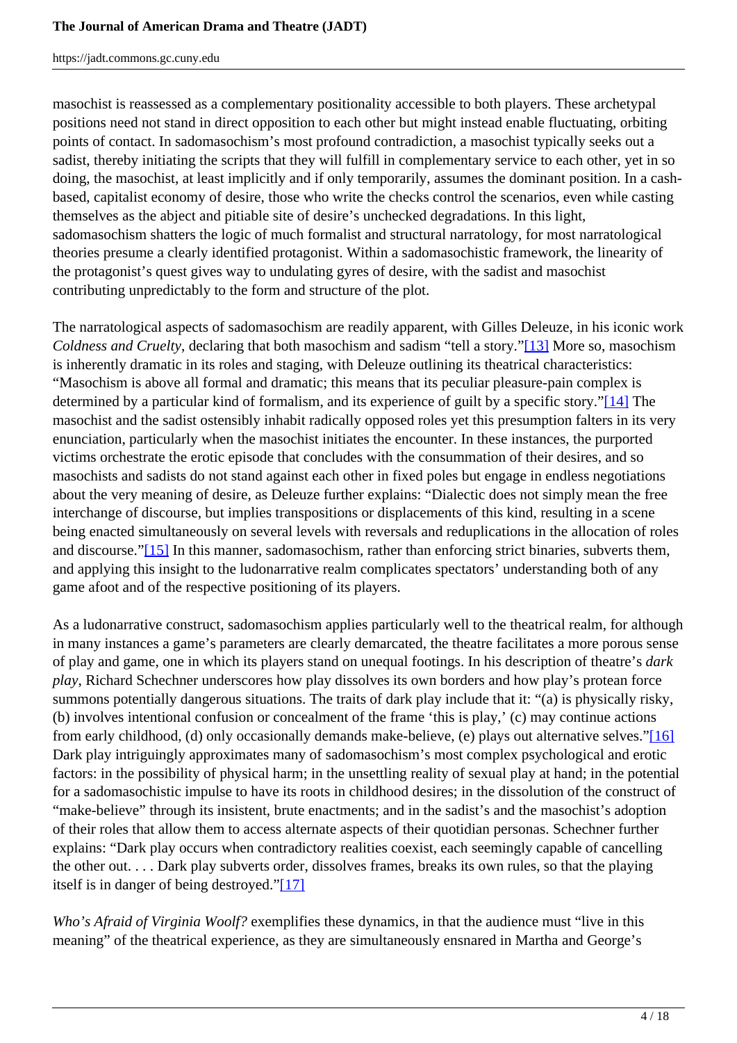masochist is reassessed as a complementary positionality accessible to both players. These archetypal positions need not stand in direct opposition to each other but might instead enable fluctuating, orbiting points of contact. In sadomasochism's most profound contradiction, a masochist typically seeks out a sadist, thereby initiating the scripts that they will fulfill in complementary service to each other, yet in so doing, the masochist, at least implicitly and if only temporarily, assumes the dominant position. In a cash-based, capitalist economy of desire, those who write the checks control the scenarios, even while casting themselves as the abject and pitiable site of desire's unchecked degradations. In this light, sadomasochism shatters the logic of much formalist and structural narratology, for most narratological theories presume a clearly identified protagonist. Within a sadomasochistic framework, the linearity of the protagonist's quest gives way to undulating gyres of desire, with the sadist and masochist contributing unpredictably to the form and structure of the plot.

The narratological aspects of sadomasochism are readily apparent, with Gilles Deleuze, in his iconic work *Coldness and Cruelty*, declaring that both masochism and sadism "tell a story."[13] More so, masochism is inherently dramatic in its roles and staging, with Deleuze outlining its theatrical characteristics: "Masochism is above all formal and dramatic; this means that its peculiar pleasure-pain complex is determined by a particular kind of formalism, and its experience of guilt by a specific story."[14] The masochist and the sadist ostensibly inhabit radically opposed roles yet this presumption falters in its very enunciation, particularly when the masochist initiates the encounter. In these instances, the purported victims orchestrate the erotic episode that concludes with the consummation of their desires, and so masochists and sadists do not stand against each other in fixed poles but engage in endless negotiations about the very meaning of desire, as Deleuze further explains: "Dialectic does not simply mean the free interchange of discourse, but implies transpositions or displacements of this kind, resulting in a scene being enacted simultaneously on several levels with reversals and reduplications in the allocation of roles and discourse."[15] In this manner, sadomasochism, rather than enforcing strict binaries, subverts them, and applying this insight to the ludonarrative realm complicates spectators' understanding both of any game afoot and of the respective positioning of its players.

As a ludonarrative construct, sadomasochism applies particularly well to the theatrical realm, for although in many instances a game's parameters are clearly demarcated, the theatre facilitates a more porous sense of play and game, one in which its players stand on unequal footings. In his description of theatre's *dark play*, Richard Schechner underscores how play dissolves its own borders and how play's protean force summons potentially dangerous situations. The traits of dark play include that it: "(a) is physically risky, (b) involves intentional confusion or concealment of the frame 'this is play,' (c) may continue actions from early childhood, (d) only occasionally demands make-believe, (e) plays out alternative selves."[16] Dark play intriguingly approximates many of sadomasochism's most complex psychological and erotic factors: in the possibility of physical harm; in the unsettling reality of sexual play at hand; in the potential for a sadomasochistic impulse to have its roots in childhood desires; in the dissolution of the construct of "make-believe" through its insistent, brute enactments; and in the sadist's and the masochist's adoption of their roles that allow them to access alternate aspects of their quotidian personas. Schechner further explains: "Dark play occurs when contradictory realities coexist, each seemingly capable of cancelling the other out. . . . Dark play subverts order, dissolves frames, breaks its own rules, so that the playing itself is in danger of being destroyed."[17]

*Who's Afraid of Virginia Woolf?* exemplifies these dynamics, in that the audience must "live in this meaning" of the theatrical experience, as they are simultaneously ensnared in Martha and George's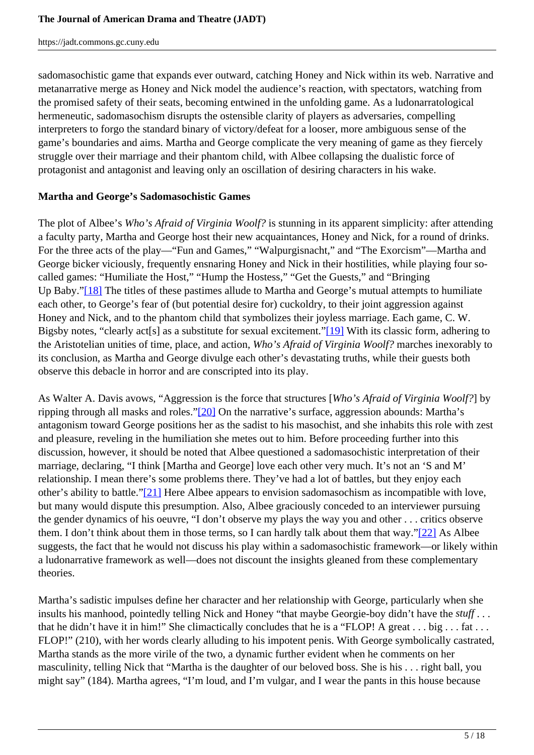sadomasochistic game that expands ever outward, catching Honey and Nick within its web. Narrative and metanarrative merge as Honey and Nick model the audience's reaction, with spectators, watching from the promised safety of their seats, becoming entwined in the unfolding game. As a ludonarratological hermeneutic, sadomasochism disrupts the ostensible clarity of players as adversaries, compelling interpreters to forgo the standard binary of victory/defeat for a looser, more ambiguous sense of the game's boundaries and aims. Martha and George complicate the very meaning of game as they fiercely struggle over their marriage and their phantom child, with Albee collapsing the dualistic force of protagonist and antagonist and leaving only an oscillation of desiring characters in his wake.

**Martha and George's Sadomasochistic Games**

The plot of Albee's *Who's Afraid of Virginia Woolf?* is stunning in its apparent simplicity: after attending a faculty party, Martha and George host their new acquaintances, Honey and Nick, for a round of drinks. For the three acts of the play—"Fun and Games," "Walpurgisnacht," and "The Exorcism"—Martha and George bicker viciously, frequently ensnaring Honey and Nick in their hostilities, while playing four so-called games: "Humiliate the Host," "Hump the Hostess," "Get the Guests," and "Bringing Up Baby."[18] The titles of these pastimes allude to Martha and George's mutual attempts to humiliate each other, to George's fear of (but potential desire for) cuckoldry, to their joint aggression against Honey and Nick, and to the phantom child that symbolizes their joyless marriage. Each game, C. W. Bigsby notes, "clearly act[s] as a substitute for sexual excitement."[19] With its classic form, adhering to the Aristotelian unities of time, place, and action, *Who's Afraid of Virginia Woolf?* marches inexorably to its conclusion, as Martha and George divulge each other's devastating truths, while their guests both observe this debacle in horror and are conscripted into its play.

As Walter A. Davis avows, "Aggression is the force that structures [*Who's Afraid of Virginia Woolf?*] by ripping through all masks and roles."[20] On the narrative's surface, aggression abounds: Martha's antagonism toward George positions her as the sadist to his masochist, and she inhabits this role with zest and pleasure, reveling in the humiliation she metes out to him. Before proceeding further into this discussion, however, it should be noted that Albee questioned a sadomasochistic interpretation of their marriage, declaring, "I think [Martha and George] love each other very much. It's not an 'S and M' relationship. I mean there's some problems there. They've had a lot of battles, but they enjoy each other's ability to battle."[21] Here Albee appears to envision sadomasochism as incompatible with love, but many would dispute this presumption. Also, Albee graciously conceded to an interviewer pursuing the gender dynamics of his oeuvre, "I don't observe my plays the way you and other . . . critics observe them. I don't think about them in those terms, so I can hardly talk about them that way."[22] As Albee suggests, the fact that he would not discuss his play within a sadomasochistic framework—or likely within a ludonarrative framework as well—does not discount the insights gleaned from these complementary theories.

Martha's sadistic impulses define her character and her relationship with George, particularly when she insults his manhood, pointedly telling Nick and Honey "that maybe Georgie-boy didn't have the *stuff* . . . that he didn't have it in him!" She climactically concludes that he is a "FLOP! A great . . . big . . . fat . . . FLOP!" (210), with her words clearly alluding to his impotent penis. With George symbolically castrated, Martha stands as the more virile of the two, a dynamic further evident when he comments on her masculinity, telling Nick that "Martha is the daughter of our beloved boss. She is his . . . right ball, you might say" (184). Martha agrees, "I'm loud, and I'm vulgar, and I wear the pants in this house because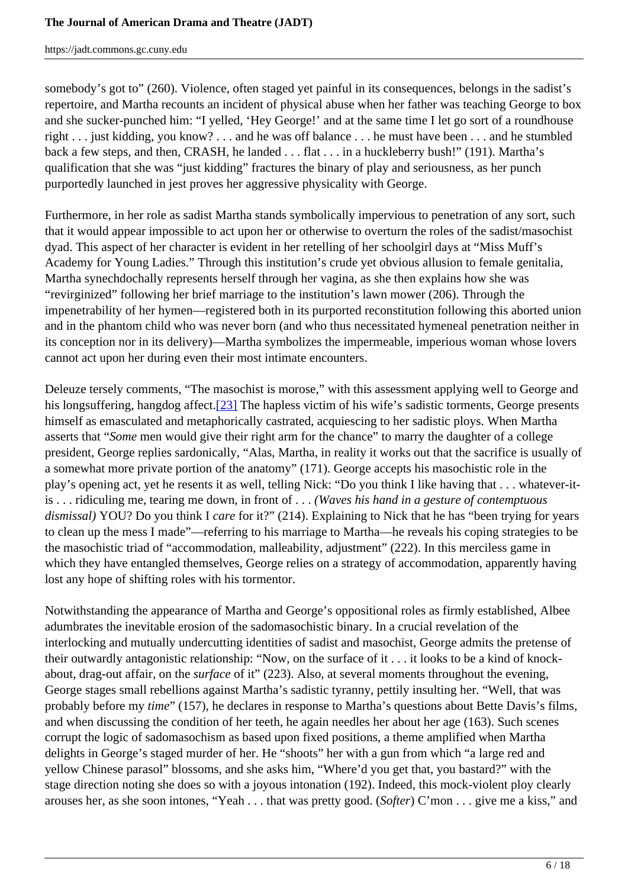somebody's got to" (260). Violence, often staged yet painful in its consequences, belongs in the sadist's repertoire, and Martha recounts an incident of physical abuse when her father was teaching George to box and she sucker-punched him: "I yelled, 'Hey George!' and at the same time I let go sort of a roundhouse right . . . just kidding, you know? . . . and he was off balance . . . he must have been . . . and he stumbled back a few steps, and then, CRASH, he landed . . . flat . . . in a huckleberry bush!" (191). Martha's qualification that she was "just kidding" fractures the binary of play and seriousness, as her punch purportedly launched in jest proves her aggressive physicality with George.

Furthermore, in her role as sadist Martha stands symbolically impervious to penetration of any sort, such that it would appear impossible to act upon her or otherwise to overturn the roles of the sadist/masochist dyad. This aspect of her character is evident in her retelling of her schoolgirl days at "Miss Muff's Academy for Young Ladies." Through this institution's crude yet obvious allusion to female genitalia, Martha synechdochally represents herself through her vagina, as she then explains how she was "revirginized" following her brief marriage to the institution's lawn mower (206). Through the impenetrability of her hymen—registered both in its purported reconstitution following this aborted union and in the phantom child who was never born (and who thus necessitated hymeneal penetration neither in its conception nor in its delivery)—Martha symbolizes the impermeable, imperious woman whose lovers cannot act upon her during even their most intimate encounters.

Deleuze tersely comments, "The masochist is morose," with this assessment applying well to George and his longsuffering, hangdog affect.[23] The hapless victim of his wife's sadistic torments, George presents himself as emasculated and metaphorically castrated, acquiescing to her sadistic ploys. When Martha asserts that "*Some* men would give their right arm for the chance" to marry the daughter of a college president, George replies sardonically, "Alas, Martha, in reality it works out that the sacrifice is usually of a somewhat more private portion of the anatomy" (171). George accepts his masochistic role in the play's opening act, yet he resents it as well, telling Nick: "Do you think I like having that . . . whatever-it-is . . . ridiculing me, tearing me down, in front of . . . *(Waves his hand in a gesture of contemptuous dismissal)* YOU? Do you think I *care* for it?" (214). Explaining to Nick that he has "been trying for years to clean up the mess I made"—referring to his marriage to Martha—he reveals his coping strategies to be the masochistic triad of "accommodation, malleability, adjustment" (222). In this merciless game in which they have entangled themselves, George relies on a strategy of accommodation, apparently having lost any hope of shifting roles with his tormentor.

Notwithstanding the appearance of Martha and George's oppositional roles as firmly established, Albee adumbrates the inevitable erosion of the sadomasochistic binary. In a crucial revelation of the interlocking and mutually undercutting identities of sadist and masochist, George admits the pretense of their outwardly antagonistic relationship: "Now, on the surface of it . . . it looks to be a kind of knock-about, drag-out affair, on the *surface* of it" (223). Also, at several moments throughout the evening, George stages small rebellions against Martha's sadistic tyranny, pettily insulting her. "Well, that was probably before my *time*" (157), he declares in response to Martha's questions about Bette Davis's films, and when discussing the condition of her teeth, he again needles her about her age (163). Such scenes corrupt the logic of sadomasochism as based upon fixed positions, a theme amplified when Martha delights in George's staged murder of her. He "shoots" her with a gun from which "a large red and yellow Chinese parasol" blossoms, and she asks him, "Where'd you get that, you bastard?" with the stage direction noting she does so with a joyous intonation (192). Indeed, this mock-violent ploy clearly arouses her, as she soon intones, "Yeah . . . that was pretty good. (*Softer*) C'mon . . . give me a kiss," and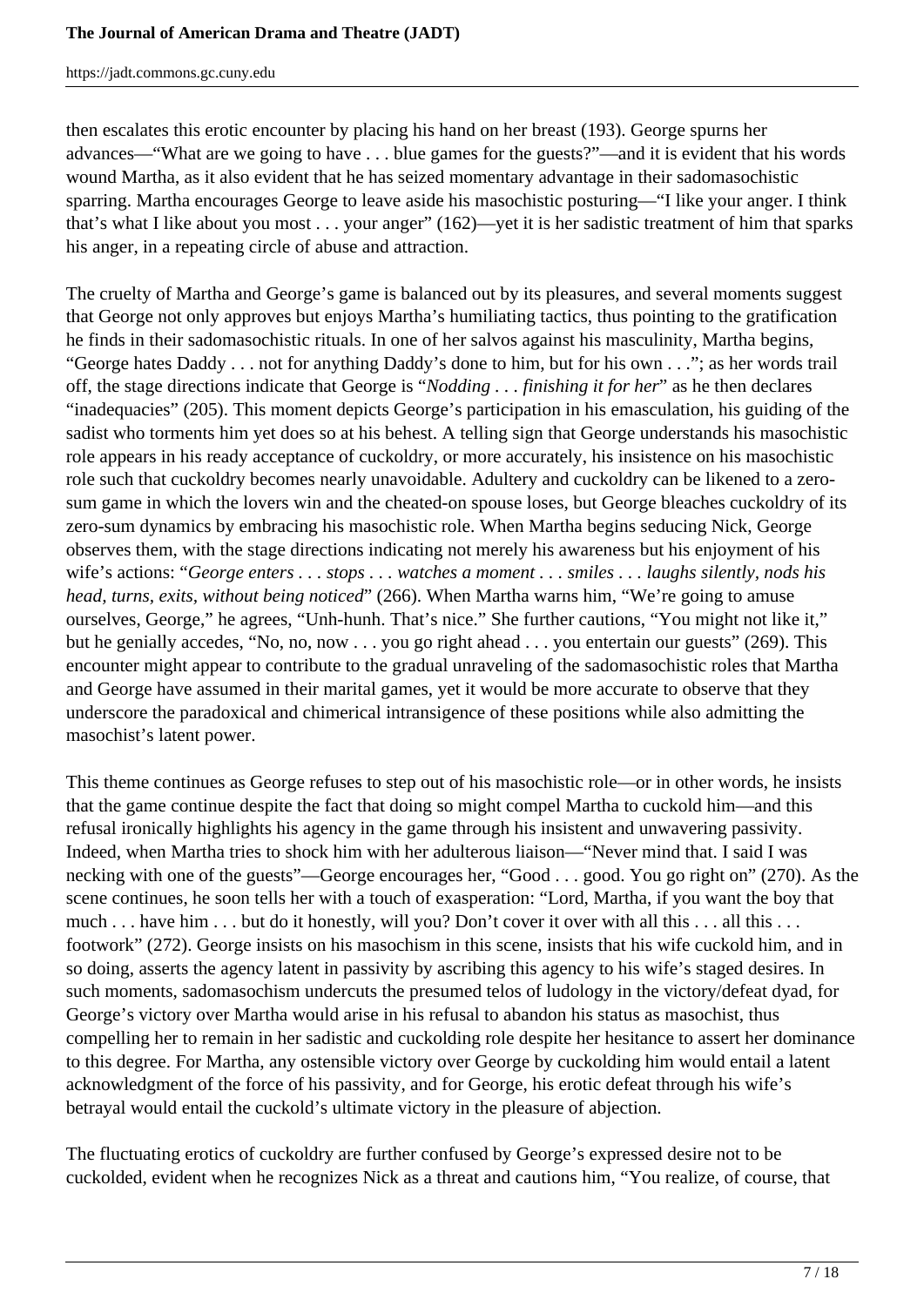then escalates this erotic encounter by placing his hand on her breast (193). George spurns her advances—"What are we going to have . . . blue games for the guests?"—and it is evident that his words wound Martha, as it also evident that he has seized momentary advantage in their sadomasochistic sparring. Martha encourages George to leave aside his masochistic posturing—"I like your anger. I think that's what I like about you most . . . your anger" (162)—yet it is her sadistic treatment of him that sparks his anger, in a repeating circle of abuse and attraction.

The cruelty of Martha and George's game is balanced out by its pleasures, and several moments suggest that George not only approves but enjoys Martha's humiliating tactics, thus pointing to the gratification he finds in their sadomasochistic rituals. In one of her salvos against his masculinity, Martha begins, "George hates Daddy . . . not for anything Daddy's done to him, but for his own . . ."; as her words trail off, the stage directions indicate that George is "*Nodding . . . finishing it for her*" as he then declares "inadequacies" (205). This moment depicts George's participation in his emasculation, his guiding of the sadist who torments him yet does so at his behest. A telling sign that George understands his masochistic role appears in his ready acceptance of cuckoldry, or more accurately, his insistence on his masochistic role such that cuckoldry becomes nearly unavoidable. Adultery and cuckoldry can be likened to a zero-sum game in which the lovers win and the cheated-on spouse loses, but George bleaches cuckoldry of its zero-sum dynamics by embracing his masochistic role. When Martha begins seducing Nick, George observes them, with the stage directions indicating not merely his awareness but his enjoyment of his wife's actions: "*George enters . . . stops . . . watches a moment . . . smiles . . . laughs silently, nods his head, turns, exits, without being noticed*" (266). When Martha warns him, "We're going to amuse ourselves, George," he agrees, "Unh-hunh. That's nice." She further cautions, "You might not like it," but he genially accedes, "No, no, now . . . you go right ahead . . . you entertain our guests" (269). This encounter might appear to contribute to the gradual unraveling of the sadomasochistic roles that Martha and George have assumed in their marital games, yet it would be more accurate to observe that they underscore the paradoxical and chimerical intransigence of these positions while also admitting the masochist's latent power.

This theme continues as George refuses to step out of his masochistic role—or in other words, he insists that the game continue despite the fact that doing so might compel Martha to cuckold him—and this refusal ironically highlights his agency in the game through his insistent and unwavering passivity. Indeed, when Martha tries to shock him with her adulterous liaison—"Never mind that. I said I was necking with one of the guests"—George encourages her, "Good . . . good. You go right on" (270). As the scene continues, he soon tells her with a touch of exasperation: "Lord, Martha, if you want the boy that much . . . have him . . . but do it honestly, will you? Don't cover it over with all this . . . all this . . . footwork" (272). George insists on his masochism in this scene, insists that his wife cuckold him, and in so doing, asserts the agency latent in passivity by ascribing this agency to his wife's staged desires. In such moments, sadomasochism undercuts the presumed telos of ludology in the victory/defeat dyad, for George's victory over Martha would arise in his refusal to abandon his status as masochist, thus compelling her to remain in her sadistic and cuckolding role despite her hesitance to assert her dominance to this degree. For Martha, any ostensible victory over George by cuckolding him would entail a latent acknowledgment of the force of his passivity, and for George, his erotic defeat through his wife's betrayal would entail the cuckold's ultimate victory in the pleasure of abjection.

The fluctuating erotics of cuckoldry are further confused by George's expressed desire not to be cuckolded, evident when he recognizes Nick as a threat and cautions him, "You realize, of course, that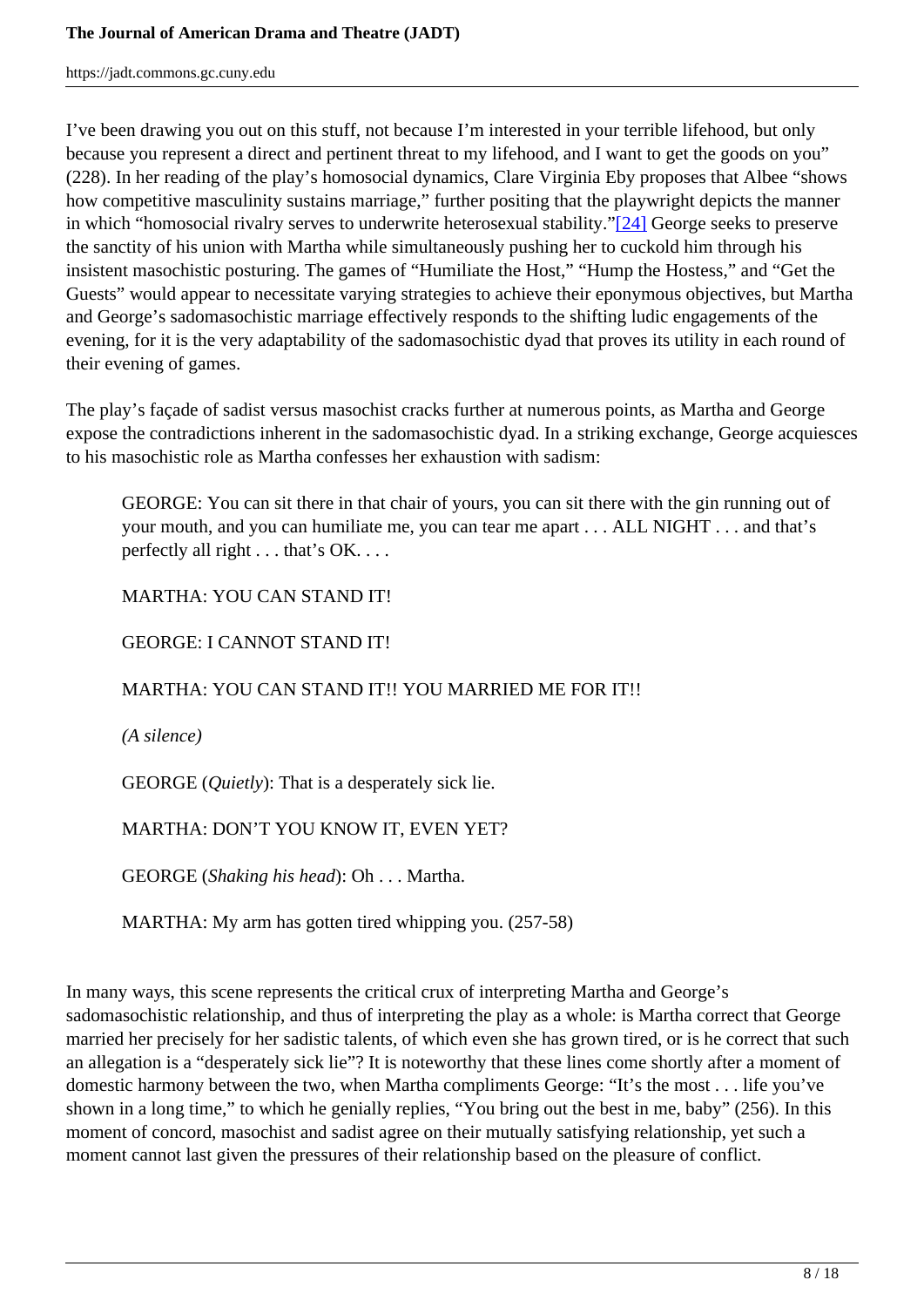I've been drawing you out on this stuff, not because I'm interested in your terrible lifehood, but only because you represent a direct and pertinent threat to my lifehood, and I want to get the goods on you" (228). In her reading of the play's homosocial dynamics, Clare Virginia Eby proposes that Albee "shows how competitive masculinity sustains marriage," further positing that the playwright depicts the manner in which "homosocial rivalry serves to underwrite heterosexual stability."[24] George seeks to preserve the sanctity of his union with Martha while simultaneously pushing her to cuckold him through his insistent masochistic posturing. The games of "Humiliate the Host," "Hump the Hostess," and "Get the Guests" would appear to necessitate varying strategies to achieve their eponymous objectives, but Martha and George's sadomasochistic marriage effectively responds to the shifting ludic engagements of the evening, for it is the very adaptability of the sadomasochistic dyad that proves its utility in each round of their evening of games.

The play's façade of sadist versus masochist cracks further at numerous points, as Martha and George expose the contradictions inherent in the sadomasochistic dyad. In a striking exchange, George acquiesces to his masochistic role as Martha confesses her exhaustion with sadism:

> GEORGE: You can sit there in that chair of yours, you can sit there with the gin running out of your mouth, and you can humiliate me, you can tear me apart . . . ALL NIGHT . . . and that's perfectly all right . . . that's OK. . . .
>
> MARTHA: YOU CAN STAND IT!
>
> GEORGE: I CANNOT STAND IT!
>
> MARTHA: YOU CAN STAND IT!! YOU MARRIED ME FOR IT!!
>
> *(A silence)*
>
> GEORGE (*Quietly*): That is a desperately sick lie.
>
> MARTHA: DON'T YOU KNOW IT, EVEN YET?
>
> GEORGE (*Shaking his head*): Oh . . . Martha.
>
> MARTHA: My arm has gotten tired whipping you. (257-58)

In many ways, this scene represents the critical crux of interpreting Martha and George's sadomasochistic relationship, and thus of interpreting the play as a whole: is Martha correct that George married her precisely for her sadistic talents, of which even she has grown tired, or is he correct that such an allegation is a "desperately sick lie"? It is noteworthy that these lines come shortly after a moment of domestic harmony between the two, when Martha compliments George: "It's the most . . . life you've shown in a long time," to which he genially replies, "You bring out the best in me, baby" (256). In this moment of concord, masochist and sadist agree on their mutually satisfying relationship, yet such a moment cannot last given the pressures of their relationship based on the pleasure of conflict.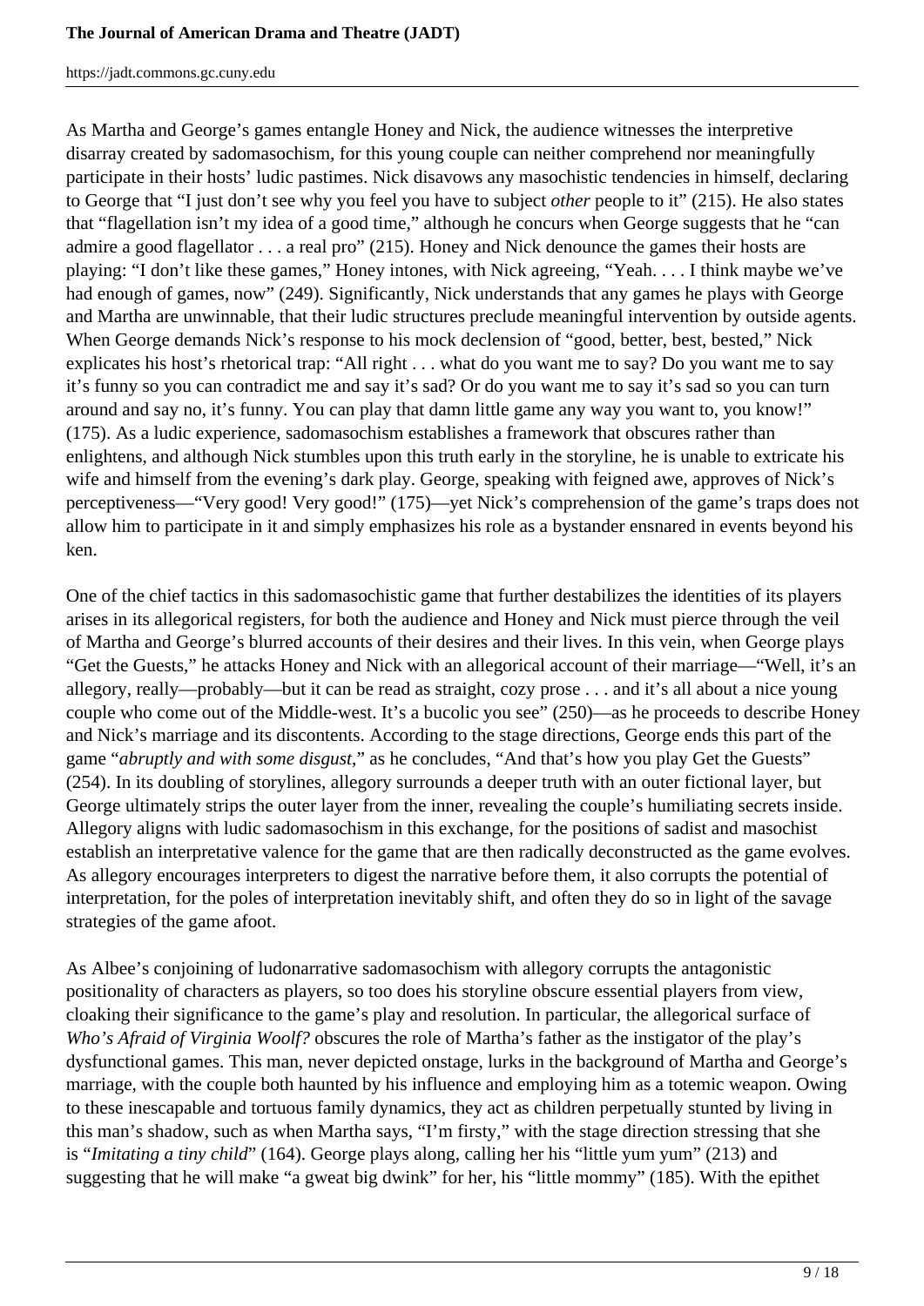As Martha and George's games entangle Honey and Nick, the audience witnesses the interpretive disarray created by sadomasochism, for this young couple can neither comprehend nor meaningfully participate in their hosts' ludic pastimes. Nick disavows any masochistic tendencies in himself, declaring to George that "I just don't see why you feel you have to subject *other* people to it" (215). He also states that "flagellation isn't my idea of a good time," although he concurs when George suggests that he "can admire a good flagellator . . . a real pro" (215). Honey and Nick denounce the games their hosts are playing: "I don't like these games," Honey intones, with Nick agreeing, "Yeah. . . . I think maybe we've had enough of games, now" (249). Significantly, Nick understands that any games he plays with George and Martha are unwinnable, that their ludic structures preclude meaningful intervention by outside agents. When George demands Nick's response to his mock declension of "good, better, best, bested," Nick explicates his host's rhetorical trap: "All right . . . what do you want me to say? Do you want me to say it's funny so you can contradict me and say it's sad? Or do you want me to say it's sad so you can turn around and say no, it's funny. You can play that damn little game any way you want to, you know!" (175). As a ludic experience, sadomasochism establishes a framework that obscures rather than enlightens, and although Nick stumbles upon this truth early in the storyline, he is unable to extricate his wife and himself from the evening's dark play. George, speaking with feigned awe, approves of Nick's perceptiveness—"Very good! Very good!" (175)—yet Nick's comprehension of the game's traps does not allow him to participate in it and simply emphasizes his role as a bystander ensnared in events beyond his ken.

One of the chief tactics in this sadomasochistic game that further destabilizes the identities of its players arises in its allegorical registers, for both the audience and Honey and Nick must pierce through the veil of Martha and George's blurred accounts of their desires and their lives. In this vein, when George plays "Get the Guests," he attacks Honey and Nick with an allegorical account of their marriage—"Well, it's an allegory, really—probably—but it can be read as straight, cozy prose . . . and it's all about a nice young couple who come out of the Middle-west. It's a bucolic you see" (250)—as he proceeds to describe Honey and Nick's marriage and its discontents. According to the stage directions, George ends this part of the game "*abruptly and with some disgust*," as he concludes, "And that's how you play Get the Guests" (254). In its doubling of storylines, allegory surrounds a deeper truth with an outer fictional layer, but George ultimately strips the outer layer from the inner, revealing the couple's humiliating secrets inside. Allegory aligns with ludic sadomasochism in this exchange, for the positions of sadist and masochist establish an interpretative valence for the game that are then radically deconstructed as the game evolves. As allegory encourages interpreters to digest the narrative before them, it also corrupts the potential of interpretation, for the poles of interpretation inevitably shift, and often they do so in light of the savage strategies of the game afoot.

As Albee's conjoining of ludonarrative sadomasochism with allegory corrupts the antagonistic positionality of characters as players, so too does his storyline obscure essential players from view, cloaking their significance to the game's play and resolution. In particular, the allegorical surface of *Who's Afraid of Virginia Woolf?* obscures the role of Martha's father as the instigator of the play's dysfunctional games. This man, never depicted onstage, lurks in the background of Martha and George's marriage, with the couple both haunted by his influence and employing him as a totemic weapon. Owing to these inescapable and tortuous family dynamics, they act as children perpetually stunted by living in this man's shadow, such as when Martha says, "I'm firsty," with the stage direction stressing that she is "*Imitating a tiny child*" (164). George plays along, calling her his "little yum yum" (213) and suggesting that he will make "a gweat big dwink" for her, his "little mommy" (185). With the epithet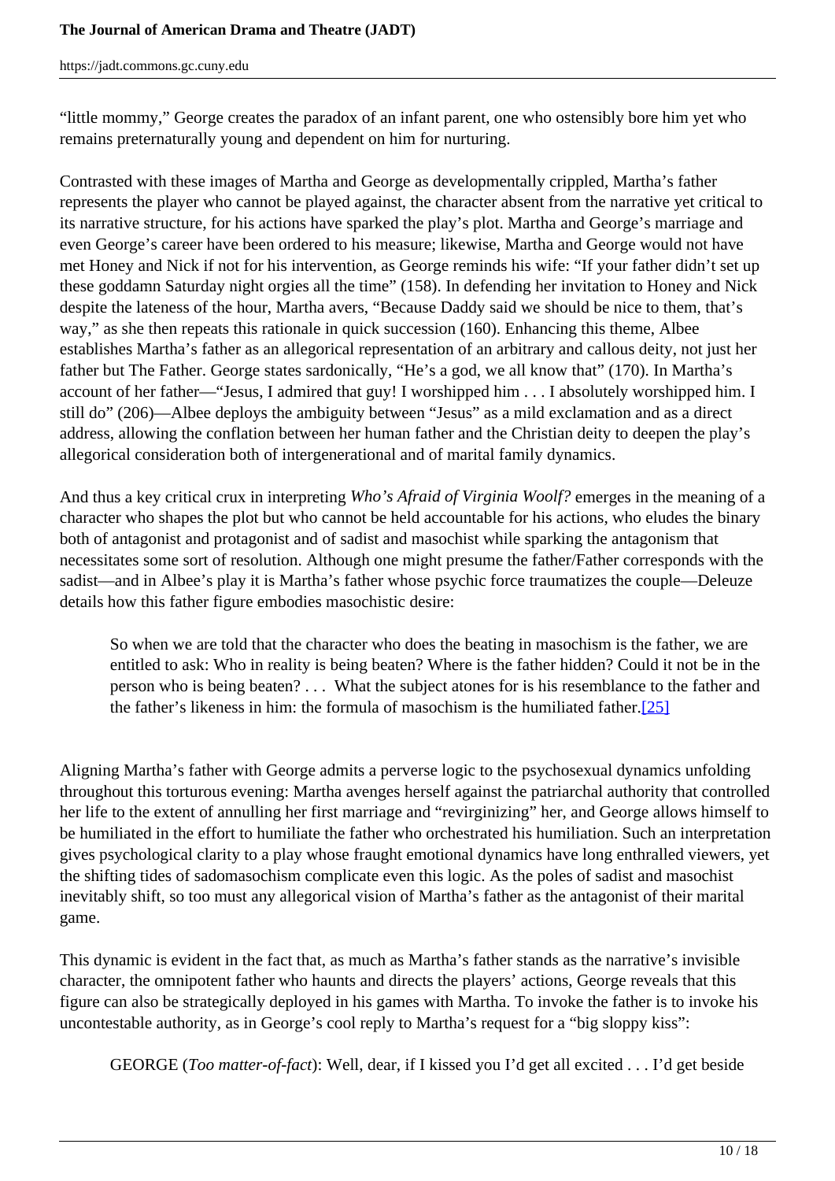"little mommy," George creates the paradox of an infant parent, one who ostensibly bore him yet who remains preternaturally young and dependent on him for nurturing.

Contrasted with these images of Martha and George as developmentally crippled, Martha's father represents the player who cannot be played against, the character absent from the narrative yet critical to its narrative structure, for his actions have sparked the play's plot. Martha and George's marriage and even George's career have been ordered to his measure; likewise, Martha and George would not have met Honey and Nick if not for his intervention, as George reminds his wife: "If your father didn't set up these goddamn Saturday night orgies all the time" (158). In defending her invitation to Honey and Nick despite the lateness of the hour, Martha avers, "Because Daddy said we should be nice to them, that's way," as she then repeats this rationale in quick succession (160). Enhancing this theme, Albee establishes Martha's father as an allegorical representation of an arbitrary and callous deity, not just her father but The Father. George states sardonically, "He's a god, we all know that" (170). In Martha's account of her father—"Jesus, I admired that guy! I worshipped him . . . I absolutely worshipped him. I still do" (206)—Albee deploys the ambiguity between "Jesus" as a mild exclamation and as a direct address, allowing the conflation between her human father and the Christian deity to deepen the play's allegorical consideration both of intergenerational and of marital family dynamics.

And thus a key critical crux in interpreting *Who's Afraid of Virginia Woolf?* emerges in the meaning of a character who shapes the plot but who cannot be held accountable for his actions, who eludes the binary both of antagonist and protagonist and of sadist and masochist while sparking the antagonism that necessitates some sort of resolution. Although one might presume the father/Father corresponds with the sadist—and in Albee's play it is Martha's father whose psychic force traumatizes the couple—Deleuze details how this father figure embodies masochistic desire:

> So when we are told that the character who does the beating in masochism is the father, we are entitled to ask: Who in reality is being beaten? Where is the father hidden? Could it not be in the person who is being beaten? . . . What the subject atones for is his resemblance to the father and the father's likeness in him: the formula of masochism is the humiliated father.[25]

Aligning Martha's father with George admits a perverse logic to the psychosexual dynamics unfolding throughout this torturous evening: Martha avenges herself against the patriarchal authority that controlled her life to the extent of annulling her first marriage and "revirginizing" her, and George allows himself to be humiliated in the effort to humiliate the father who orchestrated his humiliation. Such an interpretation gives psychological clarity to a play whose fraught emotional dynamics have long enthralled viewers, yet the shifting tides of sadomasochism complicate even this logic. As the poles of sadist and masochist inevitably shift, so too must any allegorical vision of Martha's father as the antagonist of their marital game.

This dynamic is evident in the fact that, as much as Martha's father stands as the narrative's invisible character, the omnipotent father who haunts and directs the players' actions, George reveals that this figure can also be strategically deployed in his games with Martha. To invoke the father is to invoke his uncontestable authority, as in George's cool reply to Martha's request for a "big sloppy kiss":

> GEORGE (*Too matter-of-fact*): Well, dear, if I kissed you I'd get all excited . . . I'd get beside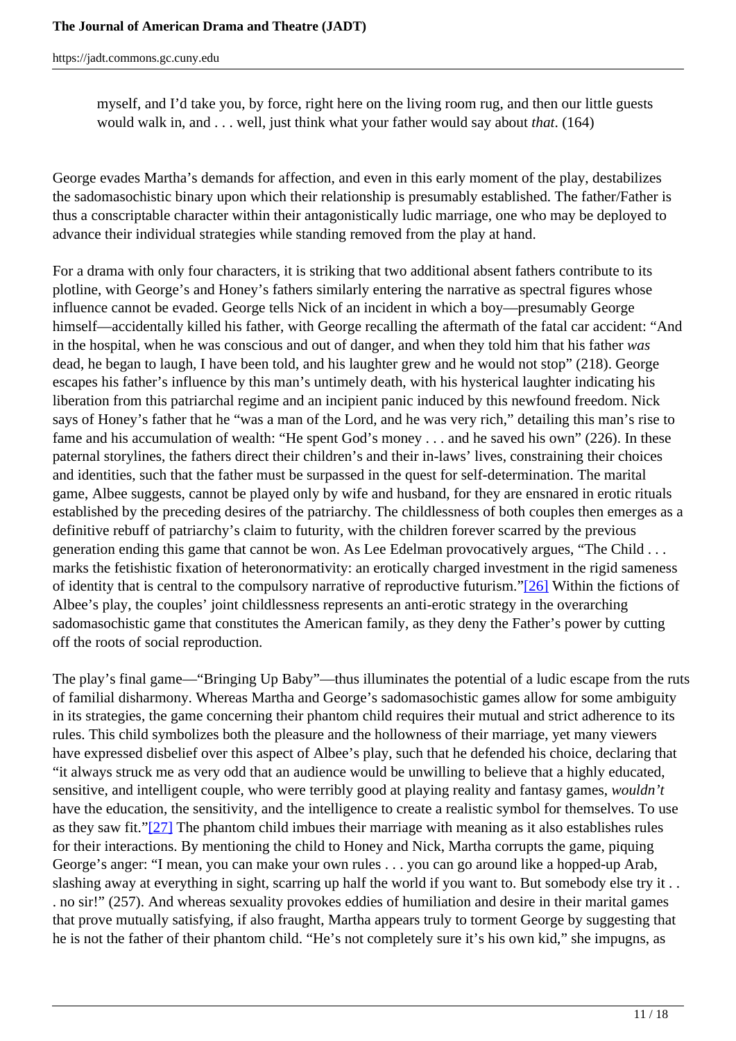> myself, and I'd take you, by force, right here on the living room rug, and then our little guests would walk in, and . . . well, just think what your father would say about *that*. (164)

George evades Martha's demands for affection, and even in this early moment of the play, destabilizes the sadomasochistic binary upon which their relationship is presumably established. The father/Father is thus a conscriptable character within their antagonistically ludic marriage, one who may be deployed to advance their individual strategies while standing removed from the play at hand.

For a drama with only four characters, it is striking that two additional absent fathers contribute to its plotline, with George's and Honey's fathers similarly entering the narrative as spectral figures whose influence cannot be evaded. George tells Nick of an incident in which a boy—presumably George himself—accidentally killed his father, with George recalling the aftermath of the fatal car accident: "And in the hospital, when he was conscious and out of danger, and when they told him that his father *was* dead, he began to laugh, I have been told, and his laughter grew and he would not stop" (218). George escapes his father's influence by this man's untimely death, with his hysterical laughter indicating his liberation from this patriarchal regime and an incipient panic induced by this newfound freedom. Nick says of Honey's father that he "was a man of the Lord, and he was very rich," detailing this man's rise to fame and his accumulation of wealth: "He spent God's money . . . and he saved his own" (226). In these paternal storylines, the fathers direct their children's and their in-laws' lives, constraining their choices and identities, such that the father must be surpassed in the quest for self-determination. The marital game, Albee suggests, cannot be played only by wife and husband, for they are ensnared in erotic rituals established by the preceding desires of the patriarchy. The childlessness of both couples then emerges as a definitive rebuff of patriarchy's claim to futurity, with the children forever scarred by the previous generation ending this game that cannot be won. As Lee Edelman provocatively argues, "The Child . . . marks the fetishistic fixation of heteronormativity: an erotically charged investment in the rigid sameness of identity that is central to the compulsory narrative of reproductive futurism."[26] Within the fictions of Albee's play, the couples' joint childlessness represents an anti-erotic strategy in the overarching sadomasochistic game that constitutes the American family, as they deny the Father's power by cutting off the roots of social reproduction.

The play's final game—"Bringing Up Baby"—thus illuminates the potential of a ludic escape from the ruts of familial disharmony. Whereas Martha and George's sadomasochistic games allow for some ambiguity in its strategies, the game concerning their phantom child requires their mutual and strict adherence to its rules. This child symbolizes both the pleasure and the hollowness of their marriage, yet many viewers have expressed disbelief over this aspect of Albee's play, such that he defended his choice, declaring that "it always struck me as very odd that an audience would be unwilling to believe that a highly educated, sensitive, and intelligent couple, who were terribly good at playing reality and fantasy games, *wouldn't* have the education, the sensitivity, and the intelligence to create a realistic symbol for themselves. To use as they saw fit."[27] The phantom child imbues their marriage with meaning as it also establishes rules for their interactions. By mentioning the child to Honey and Nick, Martha corrupts the game, piquing George's anger: "I mean, you can make your own rules . . . you can go around like a hopped-up Arab, slashing away at everything in sight, scarring up half the world if you want to. But somebody else try it . . . no sir!" (257). And whereas sexuality provokes eddies of humiliation and desire in their marital games that prove mutually satisfying, if also fraught, Martha appears truly to torment George by suggesting that he is not the father of their phantom child. "He's not completely sure it's his own kid," she impugns, as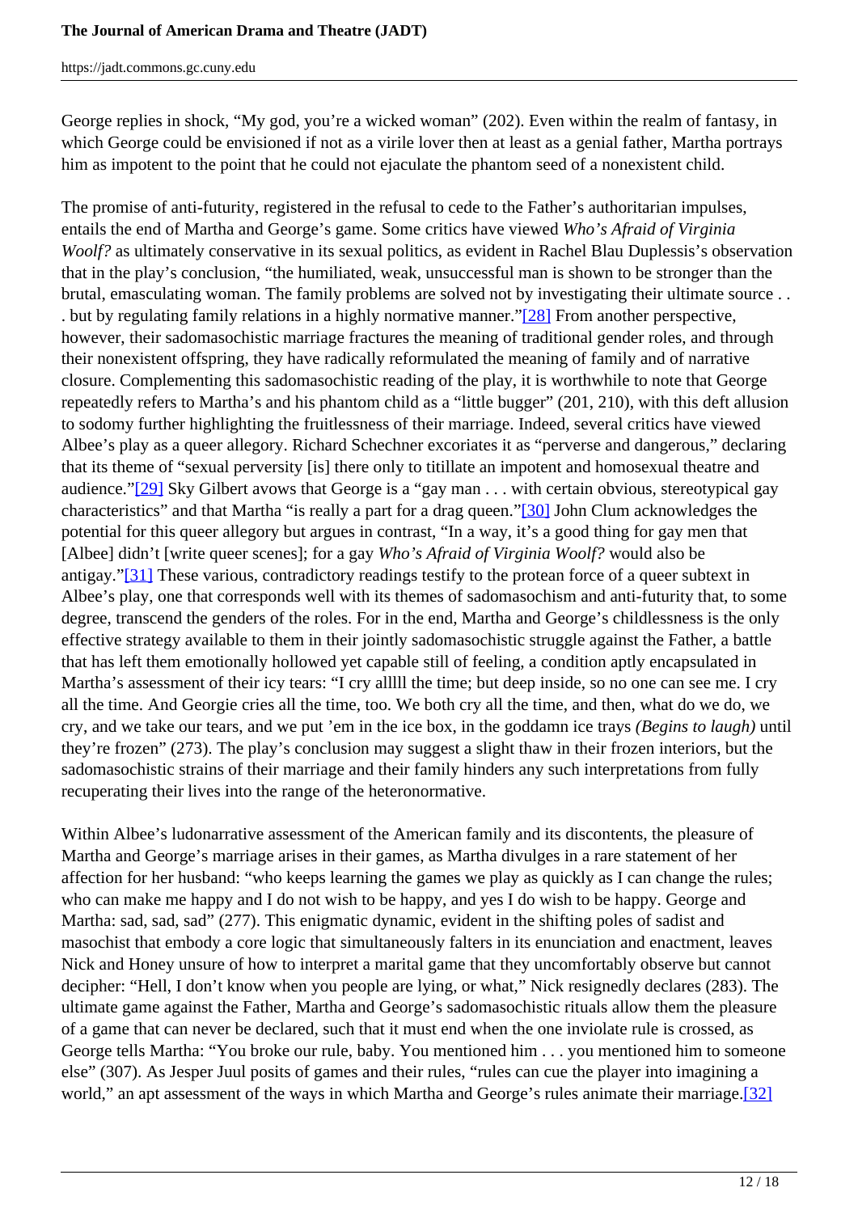George replies in shock, “My god, you’re a wicked woman” (202). Even within the realm of fantasy, in which George could be envisioned if not as a virile lover then at least as a genial father, Martha portrays him as impotent to the point that he could not ejaculate the phantom seed of a nonexistent child.

The promise of anti-futurity, registered in the refusal to cede to the Father’s authoritarian impulses, entails the end of Martha and George’s game. Some critics have viewed *Who’s Afraid of Virginia Woolf?* as ultimately conservative in its sexual politics, as evident in Rachel Blau Duplessis’s observation that in the play’s conclusion, “the humiliated, weak, unsuccessful man is shown to be stronger than the brutal, emasculating woman. The family problems are solved not by investigating their ultimate source . . . but by regulating family relations in a highly normative manner.”[28] From another perspective, however, their sadomasochistic marriage fractures the meaning of traditional gender roles, and through their nonexistent offspring, they have radically reformulated the meaning of family and of narrative closure. Complementing this sadomasochistic reading of the play, it is worthwhile to note that George repeatedly refers to Martha’s and his phantom child as a “little bugger” (201, 210), with this deft allusion to sodomy further highlighting the fruitlessness of their marriage. Indeed, several critics have viewed Albee’s play as a queer allegory. Richard Schechner excoriates it as “perverse and dangerous,” declaring that its theme of “sexual perversity [is] there only to titillate an impotent and homosexual theatre and audience.”[29] Sky Gilbert avows that George is a “gay man . . . with certain obvious, stereotypical gay characteristics” and that Martha “is really a part for a drag queen.”[30] John Clum acknowledges the potential for this queer allegory but argues in contrast, “In a way, it’s a good thing for gay men that [Albee] didn’t [write queer scenes]; for a gay *Who’s Afraid of Virginia Woolf?* would also be antigay.”[31] These various, contradictory readings testify to the protean force of a queer subtext in Albee’s play, one that corresponds well with its themes of sadomasochism and anti-futurity that, to some degree, transcend the genders of the roles. For in the end, Martha and George’s childlessness is the only effective strategy available to them in their jointly sadomasochistic struggle against the Father, a battle that has left them emotionally hollowed yet capable still of feeling, a condition aptly encapsulated in Martha’s assessment of their icy tears: “I cry alllll the time; but deep inside, so no one can see me. I cry all the time. And Georgie cries all the time, too. We both cry all the time, and then, what do we do, we cry, and we take our tears, and we put ’em in the ice box, in the goddamn ice trays *(Begins to laugh)* until they’re frozen” (273). The play’s conclusion may suggest a slight thaw in their frozen interiors, but the sadomasochistic strains of their marriage and their family hinders any such interpretations from fully recuperating their lives into the range of the heteronormative.

Within Albee’s ludonarrative assessment of the American family and its discontents, the pleasure of Martha and George’s marriage arises in their games, as Martha divulges in a rare statement of her affection for her husband: “who keeps learning the games we play as quickly as I can change the rules; who can make me happy and I do not wish to be happy, and yes I do wish to be happy. George and Martha: sad, sad, sad” (277). This enigmatic dynamic, evident in the shifting poles of sadist and masochist that embody a core logic that simultaneously falters in its enunciation and enactment, leaves Nick and Honey unsure of how to interpret a marital game that they uncomfortably observe but cannot decipher: “Hell, I don’t know when you people are lying, or what,” Nick resignedly declares (283). The ultimate game against the Father, Martha and George’s sadomasochistic rituals allow them the pleasure of a game that can never be declared, such that it must end when the one inviolate rule is crossed, as George tells Martha: “You broke our rule, baby. You mentioned him . . . you mentioned him to someone else” (307). As Jesper Juul posits of games and their rules, “rules can cue the player into imagining a world,” an apt assessment of the ways in which Martha and George’s rules animate their marriage.[32]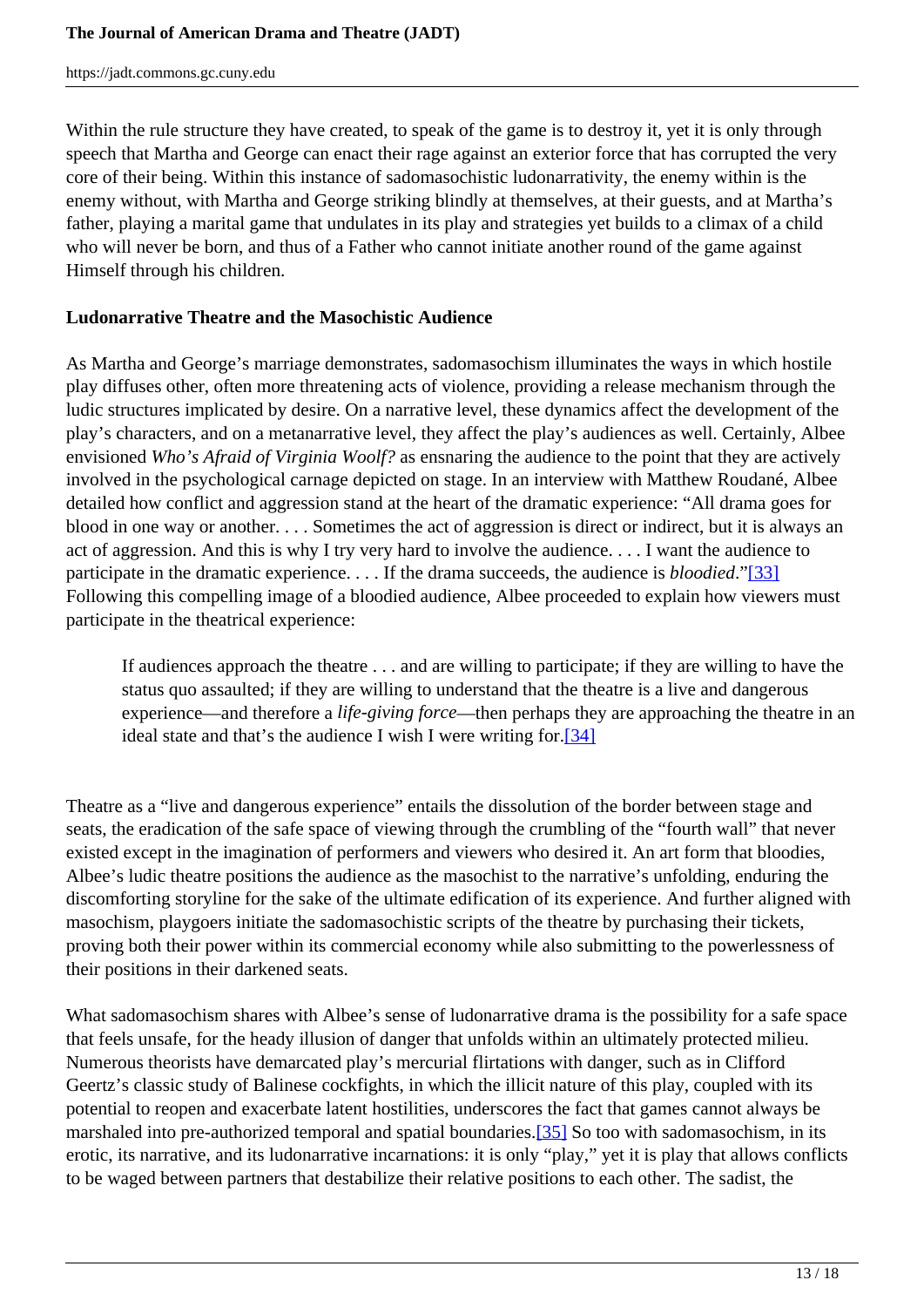Within the rule structure they have created, to speak of the game is to destroy it, yet it is only through speech that Martha and George can enact their rage against an exterior force that has corrupted the very core of their being. Within this instance of sadomasochistic ludonarrativity, the enemy within is the enemy without, with Martha and George striking blindly at themselves, at their guests, and at Martha's father, playing a marital game that undulates in its play and strategies yet builds to a climax of a child who will never be born, and thus of a Father who cannot initiate another round of the game against Himself through his children.

### Ludonarrative Theatre and the Masochistic Audience

As Martha and George's marriage demonstrates, sadomasochism illuminates the ways in which hostile play diffuses other, often more threatening acts of violence, providing a release mechanism through the ludic structures implicated by desire. On a narrative level, these dynamics affect the development of the play's characters, and on a metanarrative level, they affect the play's audiences as well. Certainly, Albee envisioned *Who's Afraid of Virginia Woolf?* as ensnaring the audience to the point that they are actively involved in the psychological carnage depicted on stage. In an interview with Matthew Roudané, Albee detailed how conflict and aggression stand at the heart of the dramatic experience: "All drama goes for blood in one way or another. . . . Sometimes the act of aggression is direct or indirect, but it is always an act of aggression. And this is why I try very hard to involve the audience. . . . I want the audience to participate in the dramatic experience. . . . If the drama succeeds, the audience is *bloodied*."[33] Following this compelling image of a bloodied audience, Albee proceeded to explain how viewers must participate in the theatrical experience:

> If audiences approach the theatre . . . and are willing to participate; if they are willing to have the status quo assaulted; if they are willing to understand that the theatre is a live and dangerous experience—and therefore a *life-giving force*—then perhaps they are approaching the theatre in an ideal state and that's the audience I wish I were writing for.[34]

Theatre as a "live and dangerous experience" entails the dissolution of the border between stage and seats, the eradication of the safe space of viewing through the crumbling of the "fourth wall" that never existed except in the imagination of performers and viewers who desired it. An art form that bloodies, Albee's ludic theatre positions the audience as the masochist to the narrative's unfolding, enduring the discomforting storyline for the sake of the ultimate edification of its experience. And further aligned with masochism, playgoers initiate the sadomasochistic scripts of the theatre by purchasing their tickets, proving both their power within its commercial economy while also submitting to the powerlessness of their positions in their darkened seats.

What sadomasochism shares with Albee's sense of ludonarrative drama is the possibility for a safe space that feels unsafe, for the heady illusion of danger that unfolds within an ultimately protected milieu. Numerous theorists have demarcated play's mercurial flirtations with danger, such as in Clifford Geertz's classic study of Balinese cockfights, in which the illicit nature of this play, coupled with its potential to reopen and exacerbate latent hostilities, underscores the fact that games cannot always be marshaled into pre-authorized temporal and spatial boundaries.[35] So too with sadomasochism, in its erotic, its narrative, and its ludonarrative incarnations: it is only "play," yet it is play that allows conflicts to be waged between partners that destabilize their relative positions to each other. The sadist, the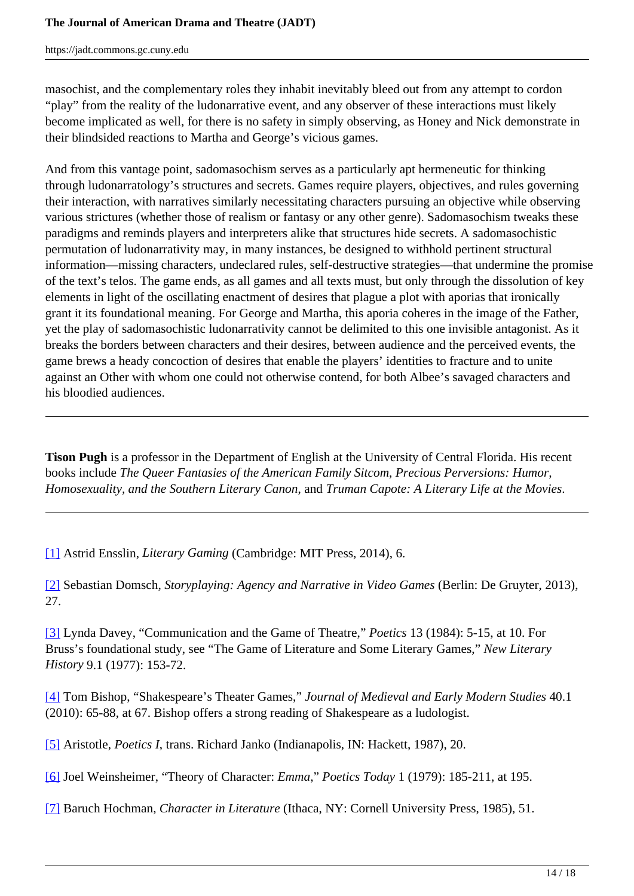masochist, and the complementary roles they inhabit inevitably bleed out from any attempt to cordon "play" from the reality of the ludonarrative event, and any observer of these interactions must likely become implicated as well, for there is no safety in simply observing, as Honey and Nick demonstrate in their blindsided reactions to Martha and George's vicious games.

And from this vantage point, sadomasochism serves as a particularly apt hermeneutic for thinking through ludonarratology's structures and secrets. Games require players, objectives, and rules governing their interaction, with narratives similarly necessitating characters pursuing an objective while observing various strictures (whether those of realism or fantasy or any other genre). Sadomasochism tweaks these paradigms and reminds players and interpreters alike that structures hide secrets. A sadomasochistic permutation of ludonarrativity may, in many instances, be designed to withhold pertinent structural information—missing characters, undeclared rules, self-destructive strategies—that undermine the promise of the text's telos. The game ends, as all games and all texts must, but only through the dissolution of key elements in light of the oscillating enactment of desires that plague a plot with aporias that ironically grant it its foundational meaning. For George and Martha, this aporia coheres in the image of the Father, yet the play of sadomasochistic ludonarrativity cannot be delimited to this one invisible antagonist. As it breaks the borders between characters and their desires, between audience and the perceived events, the game brews a heady concoction of desires that enable the players' identities to fracture and to unite against an Other with whom one could not otherwise contend, for both Albee's savaged characters and his bloodied audiences.

---

**Tison Pugh** is a professor in the Department of English at the University of Central Florida. His recent books include *The Queer Fantasies of the American Family Sitcom*, *Precious Perversions: Humor, Homosexuality, and the Southern Literary Canon*, and *Truman Capote: A Literary Life at the Movies*.

---

[1] Astrid Ensslin, *Literary Gaming* (Cambridge: MIT Press, 2014), 6.

[2] Sebastian Domsch, *Storyplaying: Agency and Narrative in Video Games* (Berlin: De Gruyter, 2013), 27.

[3] Lynda Davey, "Communication and the Game of Theatre," *Poetics* 13 (1984): 5-15, at 10. For Bruss's foundational study, see "The Game of Literature and Some Literary Games," *New Literary History* 9.1 (1977): 153-72.

[4] Tom Bishop, "Shakespeare's Theater Games," *Journal of Medieval and Early Modern Studies* 40.1 (2010): 65-88, at 67. Bishop offers a strong reading of Shakespeare as a ludologist.

[5] Aristotle, *Poetics I*, trans. Richard Janko (Indianapolis, IN: Hackett, 1987), 20.

[6] Joel Weinsheimer, "Theory of Character: *Emma*," *Poetics Today* 1 (1979): 185-211, at 195.

[7] Baruch Hochman, *Character in Literature* (Ithaca, NY: Cornell University Press, 1985), 51.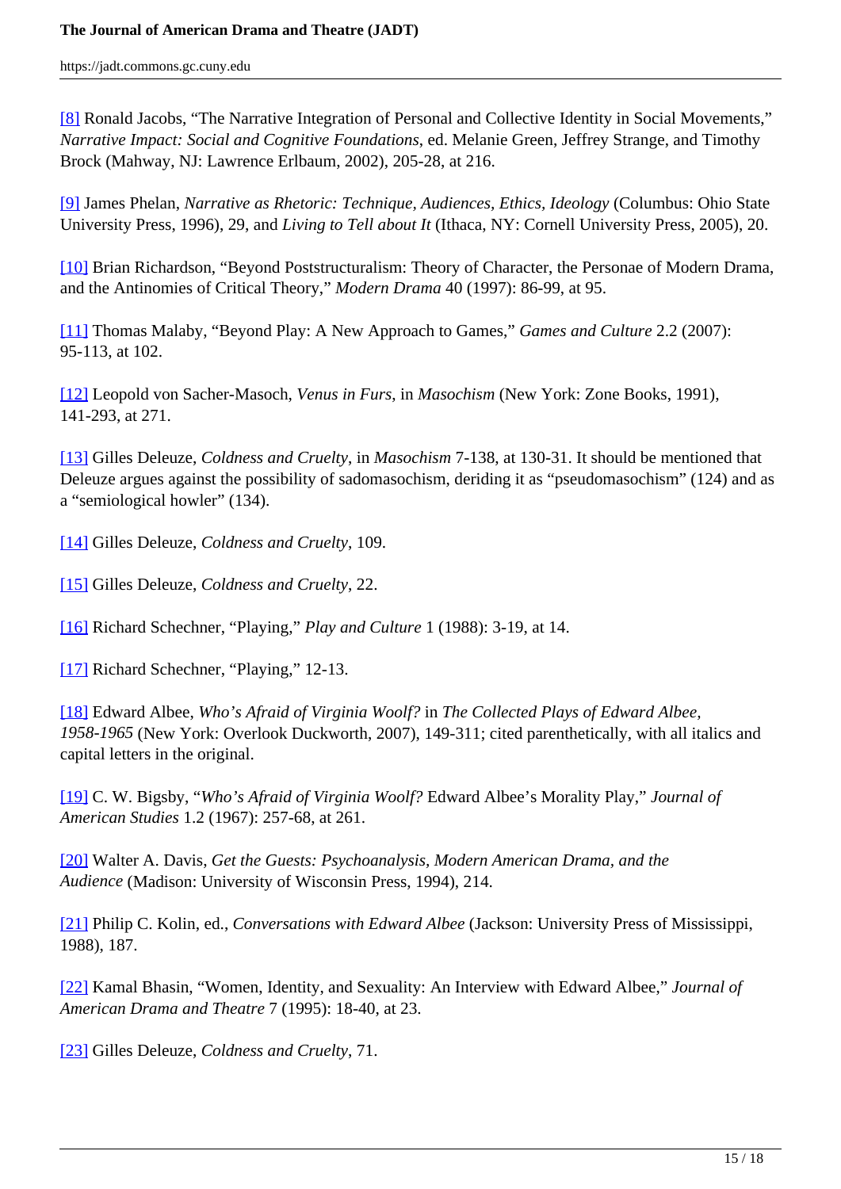[8] Ronald Jacobs, “The Narrative Integration of Personal and Collective Identity in Social Movements,” *Narrative Impact: Social and Cognitive Foundations*, ed. Melanie Green, Jeffrey Strange, and Timothy Brock (Mahway, NJ: Lawrence Erlbaum, 2002), 205-28, at 216.

[9] James Phelan, *Narrative as Rhetoric: Technique, Audiences, Ethics, Ideology* (Columbus: Ohio State University Press, 1996), 29, and *Living to Tell about It* (Ithaca, NY: Cornell University Press, 2005), 20.

[10] Brian Richardson, “Beyond Poststructuralism: Theory of Character, the Personae of Modern Drama, and the Antinomies of Critical Theory,” *Modern Drama* 40 (1997): 86-99, at 95.

[11] Thomas Malaby, “Beyond Play: A New Approach to Games,” *Games and Culture* 2.2 (2007): 95-113, at 102.

[12] Leopold von Sacher-Masoch, *Venus in Furs*, in *Masochism* (New York: Zone Books, 1991), 141-293, at 271.

[13] Gilles Deleuze, *Coldness and Cruelty*, in *Masochism* 7-138, at 130-31. It should be mentioned that Deleuze argues against the possibility of sadomasochism, deriding it as “pseudomasochism” (124) and as a “semiological howler” (134).

[14] Gilles Deleuze, *Coldness and Cruelty*, 109.

[15] Gilles Deleuze, *Coldness and Cruelty*, 22.

[16] Richard Schechner, “Playing,” *Play and Culture* 1 (1988): 3-19, at 14.

[17] Richard Schechner, “Playing,” 12-13.

[18] Edward Albee, *Who’s Afraid of Virginia Woolf?* in *The Collected Plays of Edward Albee, 1958-1965* (New York: Overlook Duckworth, 2007), 149-311; cited parenthetically, with all italics and capital letters in the original.

[19] C. W. Bigsby, “*Who’s Afraid of Virginia Woolf?* Edward Albee’s Morality Play,” *Journal of American Studies* 1.2 (1967): 257-68, at 261.

[20] Walter A. Davis, *Get the Guests: Psychoanalysis, Modern American Drama, and the Audience* (Madison: University of Wisconsin Press, 1994), 214.

[21] Philip C. Kolin, ed., *Conversations with Edward Albee* (Jackson: University Press of Mississippi, 1988), 187.

[22] Kamal Bhasin, “Women, Identity, and Sexuality: An Interview with Edward Albee,” *Journal of American Drama and Theatre* 7 (1995): 18-40, at 23.

[23] Gilles Deleuze, *Coldness and Cruelty*, 71.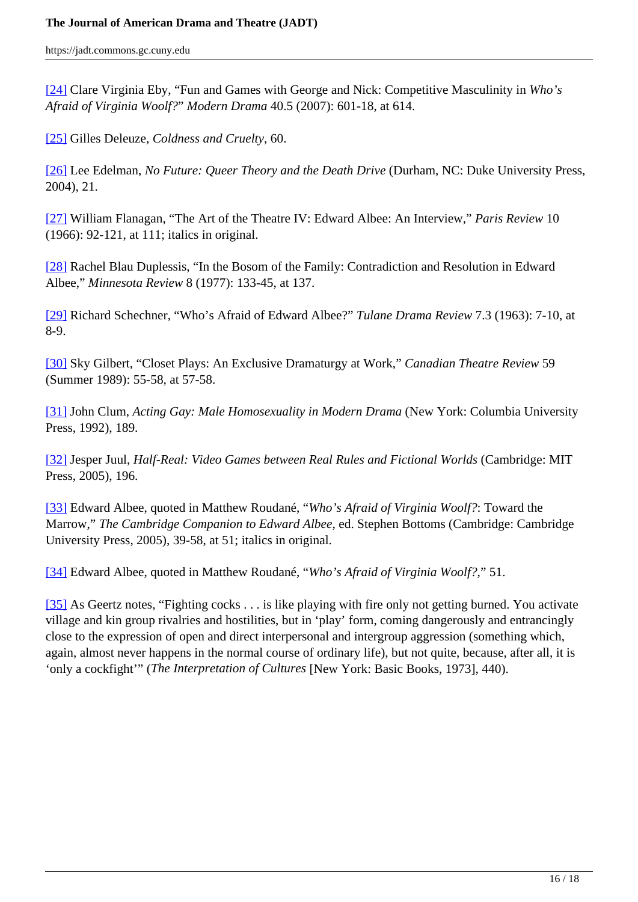[24] Clare Virginia Eby, "Fun and Games with George and Nick: Competitive Masculinity in *Who's Afraid of Virginia Woolf?*" *Modern Drama* 40.5 (2007): 601-18, at 614.

[25] Gilles Deleuze, *Coldness and Cruelty*, 60.

[26] Lee Edelman, *No Future: Queer Theory and the Death Drive* (Durham, NC: Duke University Press, 2004), 21.

[27] William Flanagan, "The Art of the Theatre IV: Edward Albee: An Interview," *Paris Review* 10 (1966): 92-121, at 111; italics in original.

[28] Rachel Blau Duplessis, "In the Bosom of the Family: Contradiction and Resolution in Edward Albee," *Minnesota Review* 8 (1977): 133-45, at 137.

[29] Richard Schechner, "Who's Afraid of Edward Albee?" *Tulane Drama Review* 7.3 (1963): 7-10, at 8-9.

[30] Sky Gilbert, "Closet Plays: An Exclusive Dramaturgy at Work," *Canadian Theatre Review* 59 (Summer 1989): 55-58, at 57-58.

[31] John Clum, *Acting Gay: Male Homosexuality in Modern Drama* (New York: Columbia University Press, 1992), 189.

[32] Jesper Juul, *Half-Real: Video Games between Real Rules and Fictional Worlds* (Cambridge: MIT Press, 2005), 196.

[33] Edward Albee, quoted in Matthew Roudané, "*Who's Afraid of Virginia Woolf?*: Toward the Marrow," *The Cambridge Companion to Edward Albee*, ed. Stephen Bottoms (Cambridge: Cambridge University Press, 2005), 39-58, at 51; italics in original.

[34] Edward Albee, quoted in Matthew Roudané, "*Who's Afraid of Virginia Woolf?*," 51.

[35] As Geertz notes, "Fighting cocks . . . is like playing with fire only not getting burned. You activate village and kin group rivalries and hostilities, but in 'play' form, coming dangerously and entrancingly close to the expression of open and direct interpersonal and intergroup aggression (something which, again, almost never happens in the normal course of ordinary life), but not quite, because, after all, it is 'only a cockfight'" (*The Interpretation of Cultures* [New York: Basic Books, 1973], 440).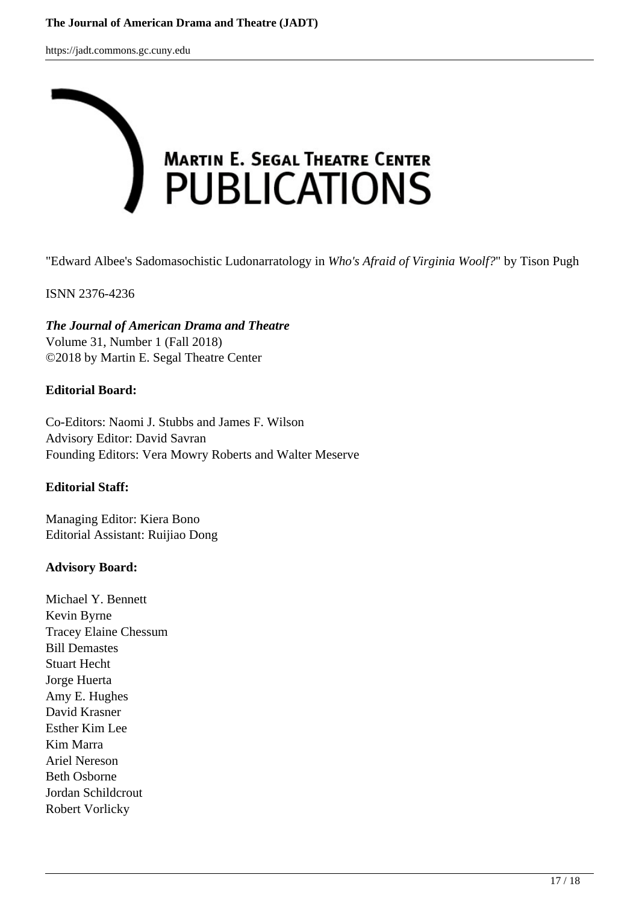**MARTIN E. SEGAL THEATRE CENTER PUBLICATIONS**

"Edward Albee's Sadomasochistic Ludonarratology in *Who's Afraid of Virginia Woolf?*" by Tison Pugh

ISNN 2376-4236

***The Journal of American Drama and Theatre***
Volume 31, Number 1 (Fall 2018)
©2018 by Martin E. Segal Theatre Center

**Editorial Board:**

Co-Editors: Naomi J. Stubbs and James F. Wilson
Advisory Editor: David Savran
Founding Editors: Vera Mowry Roberts and Walter Meserve

**Editorial Staff:**

Managing Editor: Kiera Bono
Editorial Assistant: Ruijiao Dong

**Advisory Board:**

Michael Y. Bennett
Kevin Byrne
Tracey Elaine Chessum
Bill Demastes
Stuart Hecht
Jorge Huerta
Amy E. Hughes
David Krasner
Esther Kim Lee
Kim Marra
Ariel Nereson
Beth Osborne
Jordan Schildcrout
Robert Vorlicky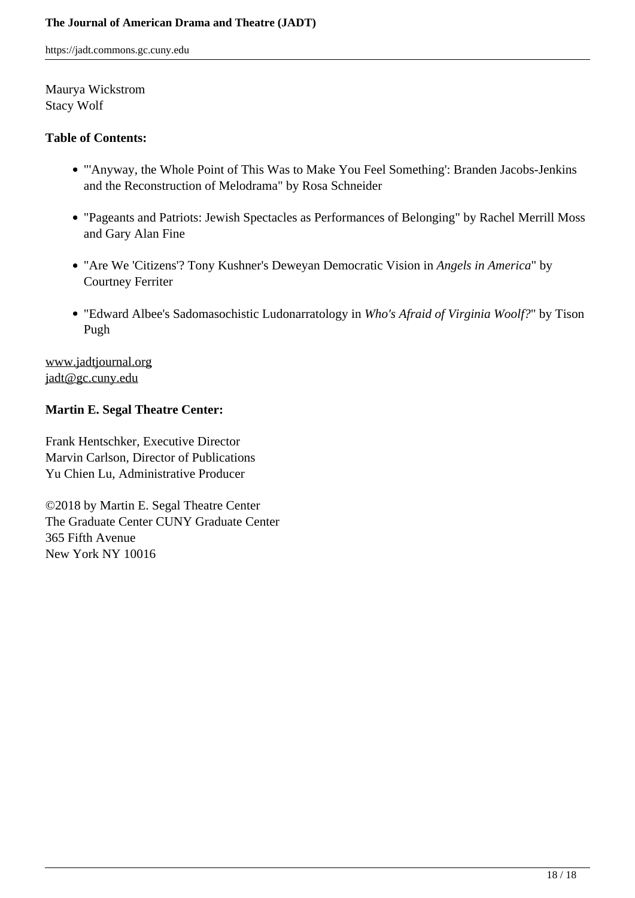Maurya Wickstrom
Stacy Wolf

**Table of Contents:**

- "'Anyway, the Whole Point of This Was to Make You Feel Something': Branden Jacobs-Jenkins and the Reconstruction of Melodrama" by Rosa Schneider
- "Pageants and Patriots: Jewish Spectacles as Performances of Belonging" by Rachel Merrill Moss and Gary Alan Fine
- "Are We 'Citizens'? Tony Kushner's Deweyan Democratic Vision in *Angels in America*" by Courtney Ferriter
- "Edward Albee's Sadomasochistic Ludonarratology in *Who's Afraid of Virginia Woolf?*" by Tison Pugh

www.jadtjournal.org
jadt@gc.cuny.edu

**Martin E. Segal Theatre Center:**

Frank Hentschker, Executive Director
Marvin Carlson, Director of Publications
Yu Chien Lu, Administrative Producer

©2018 by Martin E. Segal Theatre Center
The Graduate Center CUNY Graduate Center
365 Fifth Avenue
New York NY 10016